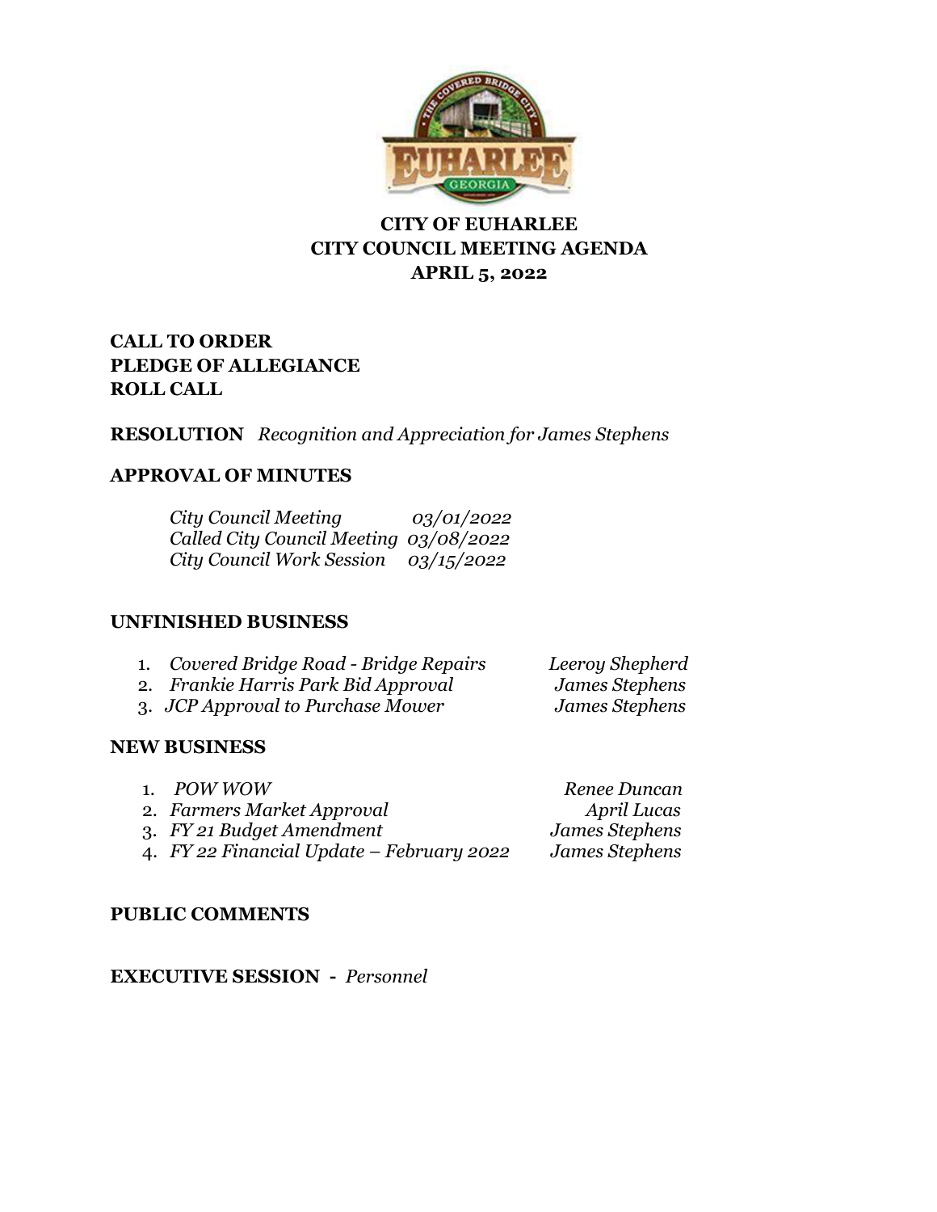# CITY OF EUHARLEE
## CITY COUNCIL MEETING AGENDA
## APRIL 5, 2022

**CALL TO ORDER**
**PLEDGE OF ALLEGIANCE**
**ROLL CALL**

**RESOLUTION** *Recognition and Appreciation for James Stephens*

**APPROVAL OF MINUTES**

*City Council Meeting 03/01/2022*
*Called City Council Meeting 03/08/2022*
*City Council Work Session 03/15/2022*

**UNFINISHED BUSINESS**

1. *Covered Bridge Road - Bridge Repairs* — *Leeroy Shepherd*
2. *Frankie Harris Park Bid Approval* — *James Stephens*
3. *JCP Approval to Purchase Mower* — *James Stephens*

**NEW BUSINESS**

1. *POW WOW* — *Renee Duncan*
2. *Farmers Market Approval* — *April Lucas*
3. *FY 21 Budget Amendment* — *James Stephens*
4. *FY 22 Financial Update – February 2022* — *James Stephens*

**PUBLIC COMMENTS**

**EXECUTIVE SESSION -** *Personnel*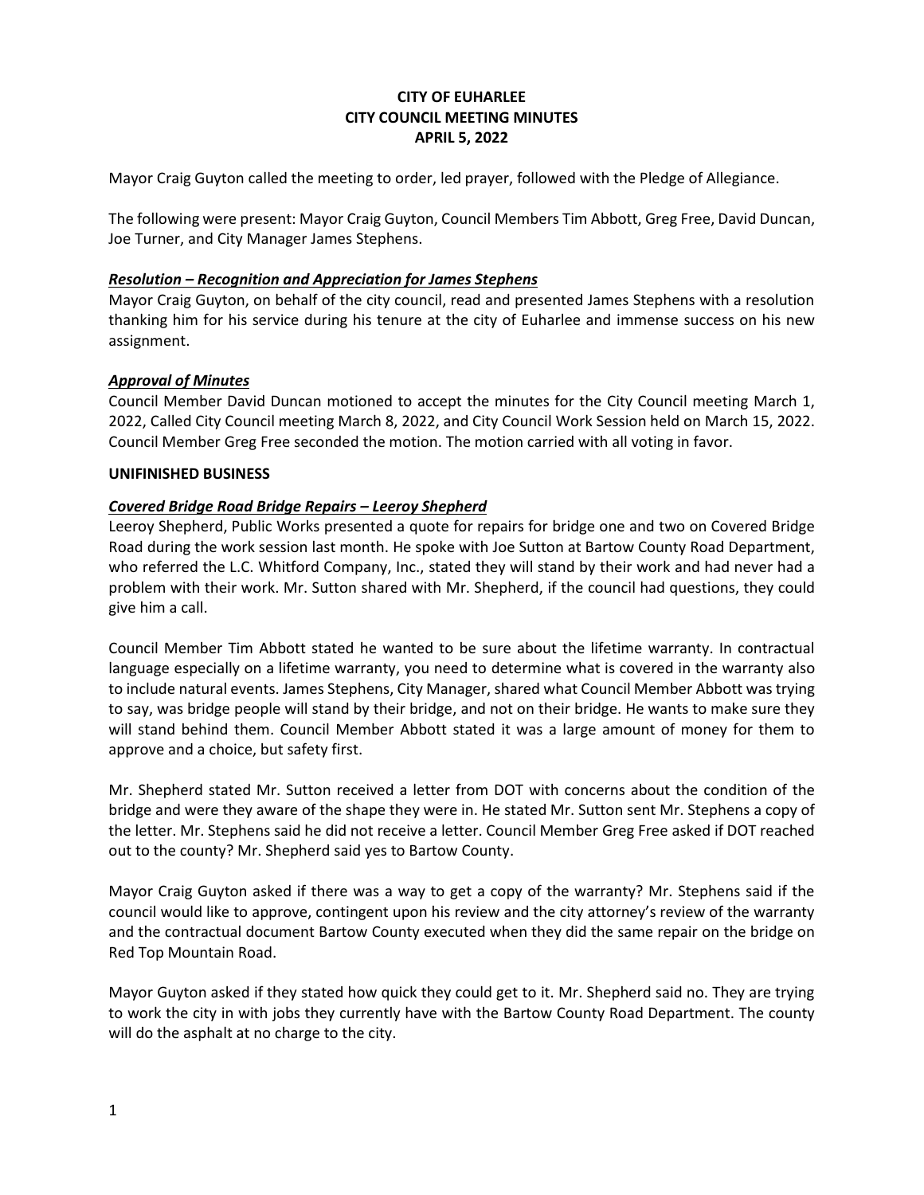**CITY OF EUHARLEE**
**CITY COUNCIL MEETING MINUTES**
**APRIL 5, 2022**

Mayor Craig Guyton called the meeting to order, led prayer, followed with the Pledge of Allegiance.

The following were present: Mayor Craig Guyton, Council Members Tim Abbott, Greg Free, David Duncan, Joe Turner, and City Manager James Stephens.

***Resolution – Recognition and Appreciation for James Stephens***

Mayor Craig Guyton, on behalf of the city council, read and presented James Stephens with a resolution thanking him for his service during his tenure at the city of Euharlee and immense success on his new assignment.

***Approval of Minutes***

Council Member David Duncan motioned to accept the minutes for the City Council meeting March 1, 2022, Called City Council meeting March 8, 2022, and City Council Work Session held on March 15, 2022. Council Member Greg Free seconded the motion. The motion carried with all voting in favor.

**UNIFINISHED BUSINESS**

***Covered Bridge Road Bridge Repairs – Leeroy Shepherd***

Leeroy Shepherd, Public Works presented a quote for repairs for bridge one and two on Covered Bridge Road during the work session last month. He spoke with Joe Sutton at Bartow County Road Department, who referred the L.C. Whitford Company, Inc., stated they will stand by their work and had never had a problem with their work. Mr. Sutton shared with Mr. Shepherd, if the council had questions, they could give him a call.

Council Member Tim Abbott stated he wanted to be sure about the lifetime warranty. In contractual language especially on a lifetime warranty, you need to determine what is covered in the warranty also to include natural events. James Stephens, City Manager, shared what Council Member Abbott was trying to say, was bridge people will stand by their bridge, and not on their bridge. He wants to make sure they will stand behind them. Council Member Abbott stated it was a large amount of money for them to approve and a choice, but safety first.

Mr. Shepherd stated Mr. Sutton received a letter from DOT with concerns about the condition of the bridge and were they aware of the shape they were in. He stated Mr. Sutton sent Mr. Stephens a copy of the letter. Mr. Stephens said he did not receive a letter. Council Member Greg Free asked if DOT reached out to the county? Mr. Shepherd said yes to Bartow County.

Mayor Craig Guyton asked if there was a way to get a copy of the warranty? Mr. Stephens said if the council would like to approve, contingent upon his review and the city attorney's review of the warranty and the contractual document Bartow County executed when they did the same repair on the bridge on Red Top Mountain Road.

Mayor Guyton asked if they stated how quick they could get to it. Mr. Shepherd said no. They are trying to work the city in with jobs they currently have with the Bartow County Road Department. The county will do the asphalt at no charge to the city.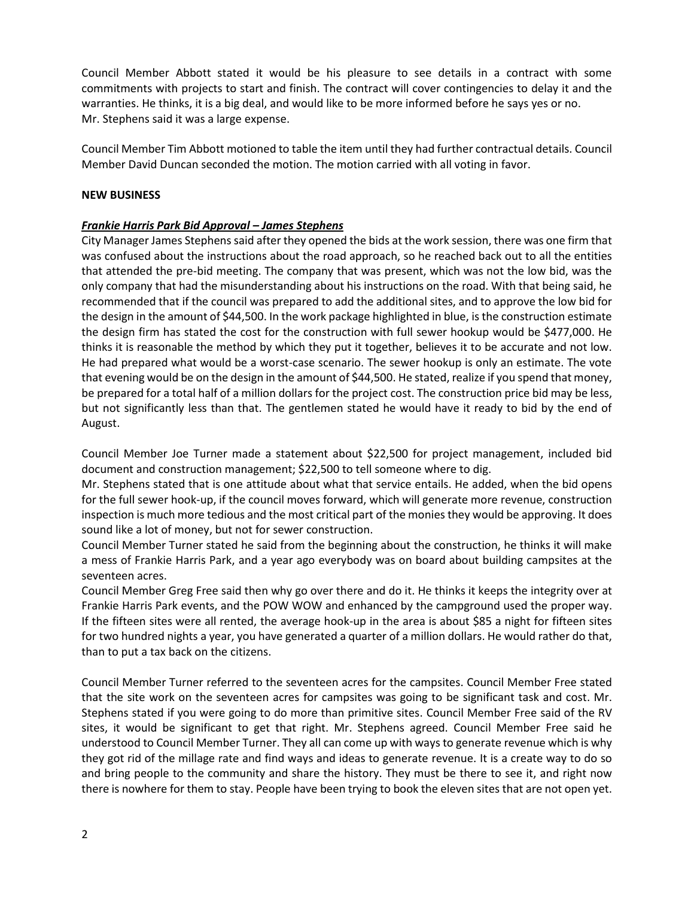Council Member Abbott stated it would be his pleasure to see details in a contract with some commitments with projects to start and finish. The contract will cover contingencies to delay it and the warranties. He thinks, it is a big deal, and would like to be more informed before he says yes or no.
Mr. Stephens said it was a large expense.

Council Member Tim Abbott motioned to table the item until they had further contractual details. Council Member David Duncan seconded the motion. The motion carried with all voting in favor.

**NEW BUSINESS**

***Frankie Harris Park Bid Approval – James Stephens***

City Manager James Stephens said after they opened the bids at the work session, there was one firm that was confused about the instructions about the road approach, so he reached back out to all the entities that attended the pre-bid meeting. The company that was present, which was not the low bid, was the only company that had the misunderstanding about his instructions on the road. With that being said, he recommended that if the council was prepared to add the additional sites, and to approve the low bid for the design in the amount of $44,500. In the work package highlighted in blue, is the construction estimate the design firm has stated the cost for the construction with full sewer hookup would be $477,000. He thinks it is reasonable the method by which they put it together, believes it to be accurate and not low. He had prepared what would be a worst-case scenario. The sewer hookup is only an estimate. The vote that evening would be on the design in the amount of $44,500. He stated, realize if you spend that money, be prepared for a total half of a million dollars for the project cost. The construction price bid may be less, but not significantly less than that. The gentlemen stated he would have it ready to bid by the end of August.

Council Member Joe Turner made a statement about $22,500 for project management, included bid document and construction management; $22,500 to tell someone where to dig.
Mr. Stephens stated that is one attitude about what that service entails. He added, when the bid opens for the full sewer hook-up, if the council moves forward, which will generate more revenue, construction inspection is much more tedious and the most critical part of the monies they would be approving. It does sound like a lot of money, but not for sewer construction.
Council Member Turner stated he said from the beginning about the construction, he thinks it will make a mess of Frankie Harris Park, and a year ago everybody was on board about building campsites at the seventeen acres.
Council Member Greg Free said then why go over there and do it. He thinks it keeps the integrity over at Frankie Harris Park events, and the POW WOW and enhanced by the campground used the proper way. If the fifteen sites were all rented, the average hook-up in the area is about $85 a night for fifteen sites for two hundred nights a year, you have generated a quarter of a million dollars. He would rather do that, than to put a tax back on the citizens.

Council Member Turner referred to the seventeen acres for the campsites. Council Member Free stated that the site work on the seventeen acres for campsites was going to be significant task and cost. Mr. Stephens stated if you were going to do more than primitive sites. Council Member Free said of the RV sites, it would be significant to get that right. Mr. Stephens agreed. Council Member Free said he understood to Council Member Turner. They all can come up with ways to generate revenue which is why they got rid of the millage rate and find ways and ideas to generate revenue. It is a create way to do so and bring people to the community and share the history. They must be there to see it, and right now there is nowhere for them to stay. People have been trying to book the eleven sites that are not open yet.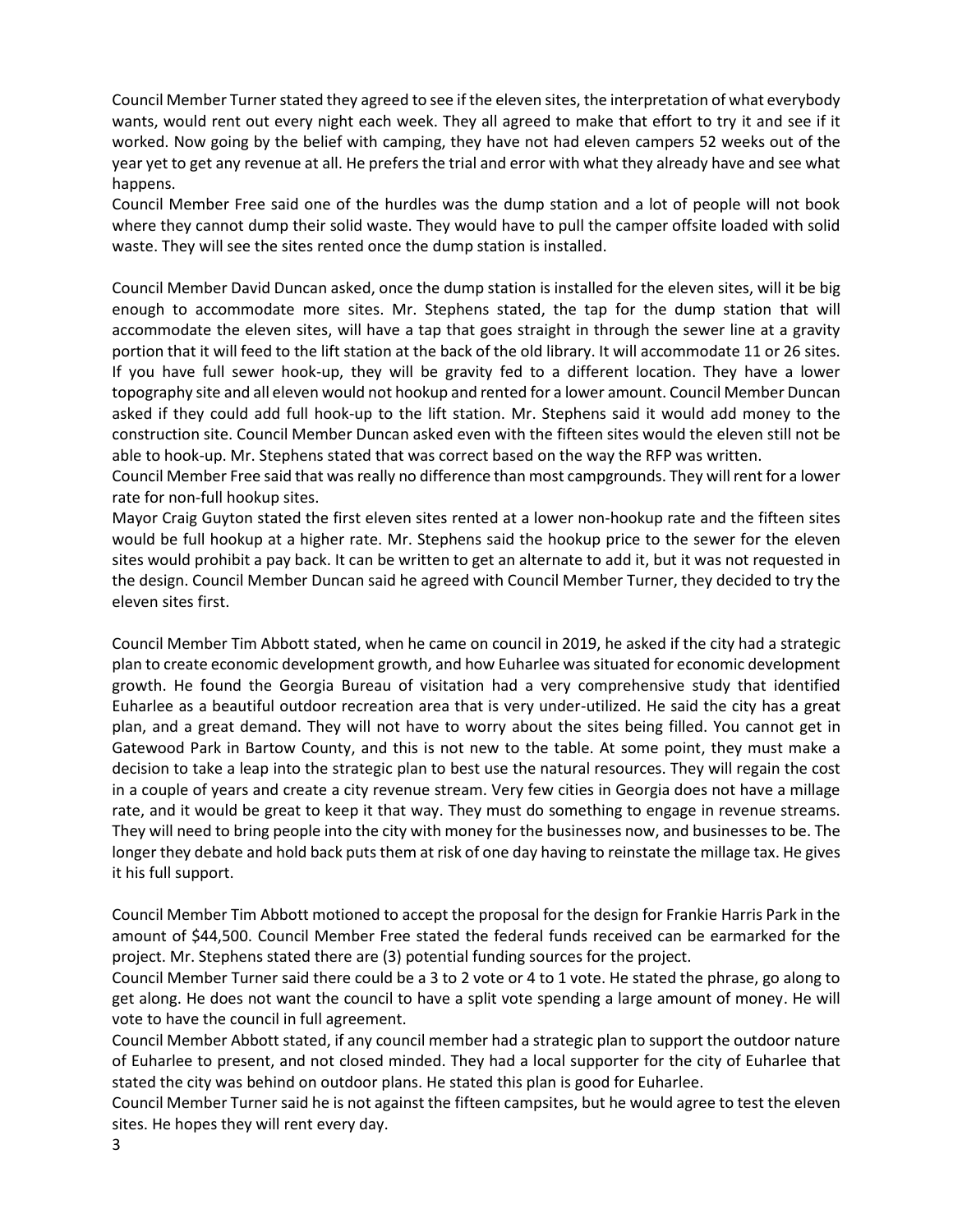Council Member Turner stated they agreed to see if the eleven sites, the interpretation of what everybody wants, would rent out every night each week. They all agreed to make that effort to try it and see if it worked. Now going by the belief with camping, they have not had eleven campers 52 weeks out of the year yet to get any revenue at all. He prefers the trial and error with what they already have and see what happens.

Council Member Free said one of the hurdles was the dump station and a lot of people will not book where they cannot dump their solid waste. They would have to pull the camper offsite loaded with solid waste. They will see the sites rented once the dump station is installed.

Council Member David Duncan asked, once the dump station is installed for the eleven sites, will it be big enough to accommodate more sites. Mr. Stephens stated, the tap for the dump station that will accommodate the eleven sites, will have a tap that goes straight in through the sewer line at a gravity portion that it will feed to the lift station at the back of the old library. It will accommodate 11 or 26 sites. If you have full sewer hook-up, they will be gravity fed to a different location. They have a lower topography site and all eleven would not hookup and rented for a lower amount. Council Member Duncan asked if they could add full hook-up to the lift station. Mr. Stephens said it would add money to the construction site. Council Member Duncan asked even with the fifteen sites would the eleven still not be able to hook-up. Mr. Stephens stated that was correct based on the way the RFP was written.

Council Member Free said that was really no difference than most campgrounds. They will rent for a lower rate for non-full hookup sites.

Mayor Craig Guyton stated the first eleven sites rented at a lower non-hookup rate and the fifteen sites would be full hookup at a higher rate. Mr. Stephens said the hookup price to the sewer for the eleven sites would prohibit a pay back. It can be written to get an alternate to add it, but it was not requested in the design. Council Member Duncan said he agreed with Council Member Turner, they decided to try the eleven sites first.

Council Member Tim Abbott stated, when he came on council in 2019, he asked if the city had a strategic plan to create economic development growth, and how Euharlee was situated for economic development growth. He found the Georgia Bureau of visitation had a very comprehensive study that identified Euharlee as a beautiful outdoor recreation area that is very under-utilized. He said the city has a great plan, and a great demand. They will not have to worry about the sites being filled. You cannot get in Gatewood Park in Bartow County, and this is not new to the table. At some point, they must make a decision to take a leap into the strategic plan to best use the natural resources. They will regain the cost in a couple of years and create a city revenue stream. Very few cities in Georgia does not have a millage rate, and it would be great to keep it that way. They must do something to engage in revenue streams. They will need to bring people into the city with money for the businesses now, and businesses to be. The longer they debate and hold back puts them at risk of one day having to reinstate the millage tax. He gives it his full support.

Council Member Tim Abbott motioned to accept the proposal for the design for Frankie Harris Park in the amount of $44,500. Council Member Free stated the federal funds received can be earmarked for the project. Mr. Stephens stated there are (3) potential funding sources for the project.

Council Member Turner said there could be a 3 to 2 vote or 4 to 1 vote. He stated the phrase, go along to get along. He does not want the council to have a split vote spending a large amount of money. He will vote to have the council in full agreement.

Council Member Abbott stated, if any council member had a strategic plan to support the outdoor nature of Euharlee to present, and not closed minded. They had a local supporter for the city of Euharlee that stated the city was behind on outdoor plans. He stated this plan is good for Euharlee.

Council Member Turner said he is not against the fifteen campsites, but he would agree to test the eleven sites. He hopes they will rent every day.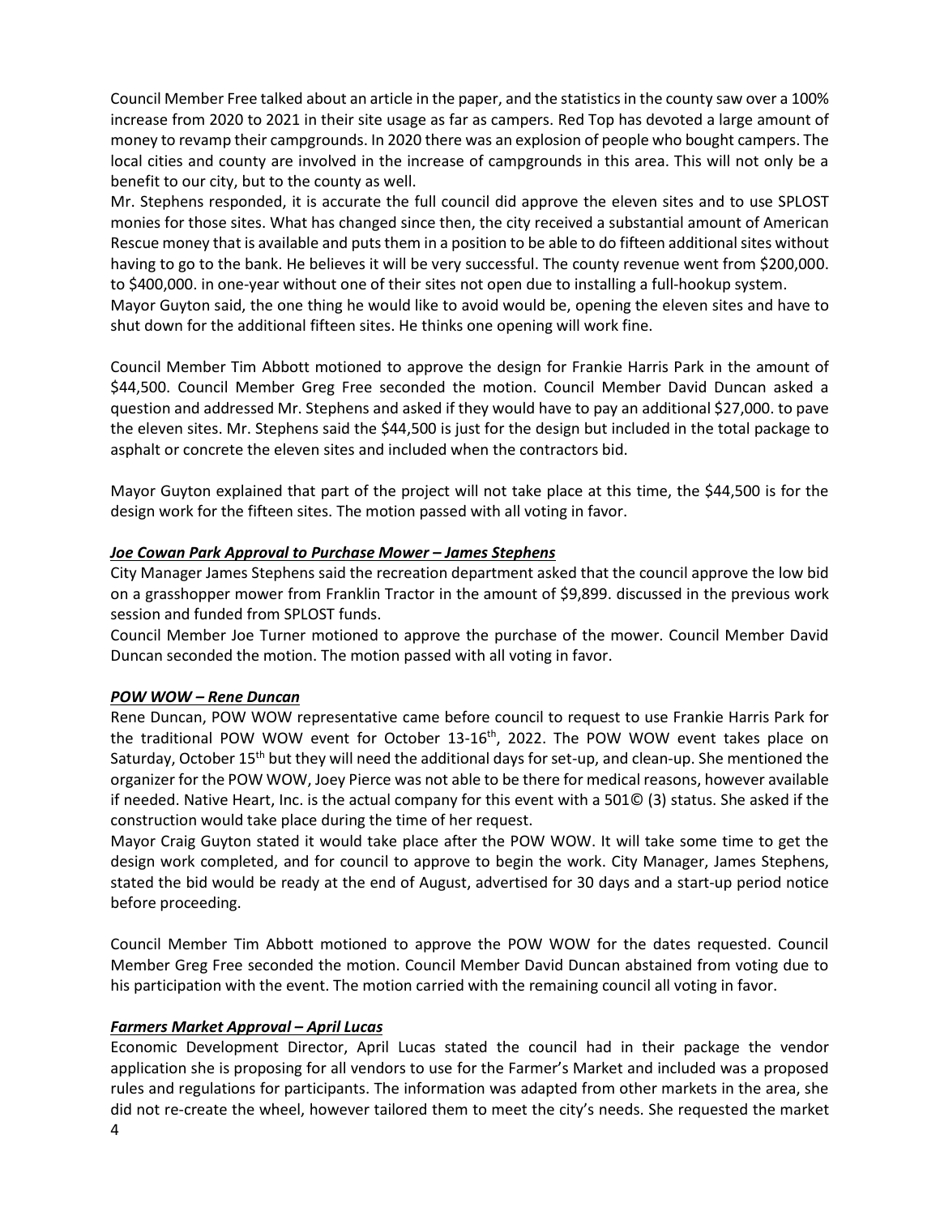Council Member Free talked about an article in the paper, and the statistics in the county saw over a 100% increase from 2020 to 2021 in their site usage as far as campers. Red Top has devoted a large amount of money to revamp their campgrounds. In 2020 there was an explosion of people who bought campers. The local cities and county are involved in the increase of campgrounds in this area. This will not only be a benefit to our city, but to the county as well.

Mr. Stephens responded, it is accurate the full council did approve the eleven sites and to use SPLOST monies for those sites. What has changed since then, the city received a substantial amount of American Rescue money that is available and puts them in a position to be able to do fifteen additional sites without having to go to the bank. He believes it will be very successful. The county revenue went from $200,000. to $400,000. in one-year without one of their sites not open due to installing a full-hookup system.

Mayor Guyton said, the one thing he would like to avoid would be, opening the eleven sites and have to shut down for the additional fifteen sites. He thinks one opening will work fine.

Council Member Tim Abbott motioned to approve the design for Frankie Harris Park in the amount of $44,500. Council Member Greg Free seconded the motion. Council Member David Duncan asked a question and addressed Mr. Stephens and asked if they would have to pay an additional $27,000. to pave the eleven sites. Mr. Stephens said the $44,500 is just for the design but included in the total package to asphalt or concrete the eleven sites and included when the contractors bid.

Mayor Guyton explained that part of the project will not take place at this time, the $44,500 is for the design work for the fifteen sites. The motion passed with all voting in favor.

***Joe Cowan Park Approval to Purchase Mower – James Stephens***

City Manager James Stephens said the recreation department asked that the council approve the low bid on a grasshopper mower from Franklin Tractor in the amount of $9,899. discussed in the previous work session and funded from SPLOST funds.

Council Member Joe Turner motioned to approve the purchase of the mower. Council Member David Duncan seconded the motion. The motion passed with all voting in favor.

***POW WOW – Rene Duncan***

Rene Duncan, POW WOW representative came before council to request to use Frankie Harris Park for the traditional POW WOW event for October 13-16th, 2022. The POW WOW event takes place on Saturday, October 15th but they will need the additional days for set-up, and clean-up. She mentioned the organizer for the POW WOW, Joey Pierce was not able to be there for medical reasons, however available if needed. Native Heart, Inc. is the actual company for this event with a 501© (3) status. She asked if the construction would take place during the time of her request.

Mayor Craig Guyton stated it would take place after the POW WOW. It will take some time to get the design work completed, and for council to approve to begin the work. City Manager, James Stephens, stated the bid would be ready at the end of August, advertised for 30 days and a start-up period notice before proceeding.

Council Member Tim Abbott motioned to approve the POW WOW for the dates requested. Council Member Greg Free seconded the motion. Council Member David Duncan abstained from voting due to his participation with the event. The motion carried with the remaining council all voting in favor.

***Farmers Market Approval – April Lucas***

Economic Development Director, April Lucas stated the council had in their package the vendor application she is proposing for all vendors to use for the Farmer's Market and included was a proposed rules and regulations for participants. The information was adapted from other markets in the area, she did not re-create the wheel, however tailored them to meet the city's needs. She requested the market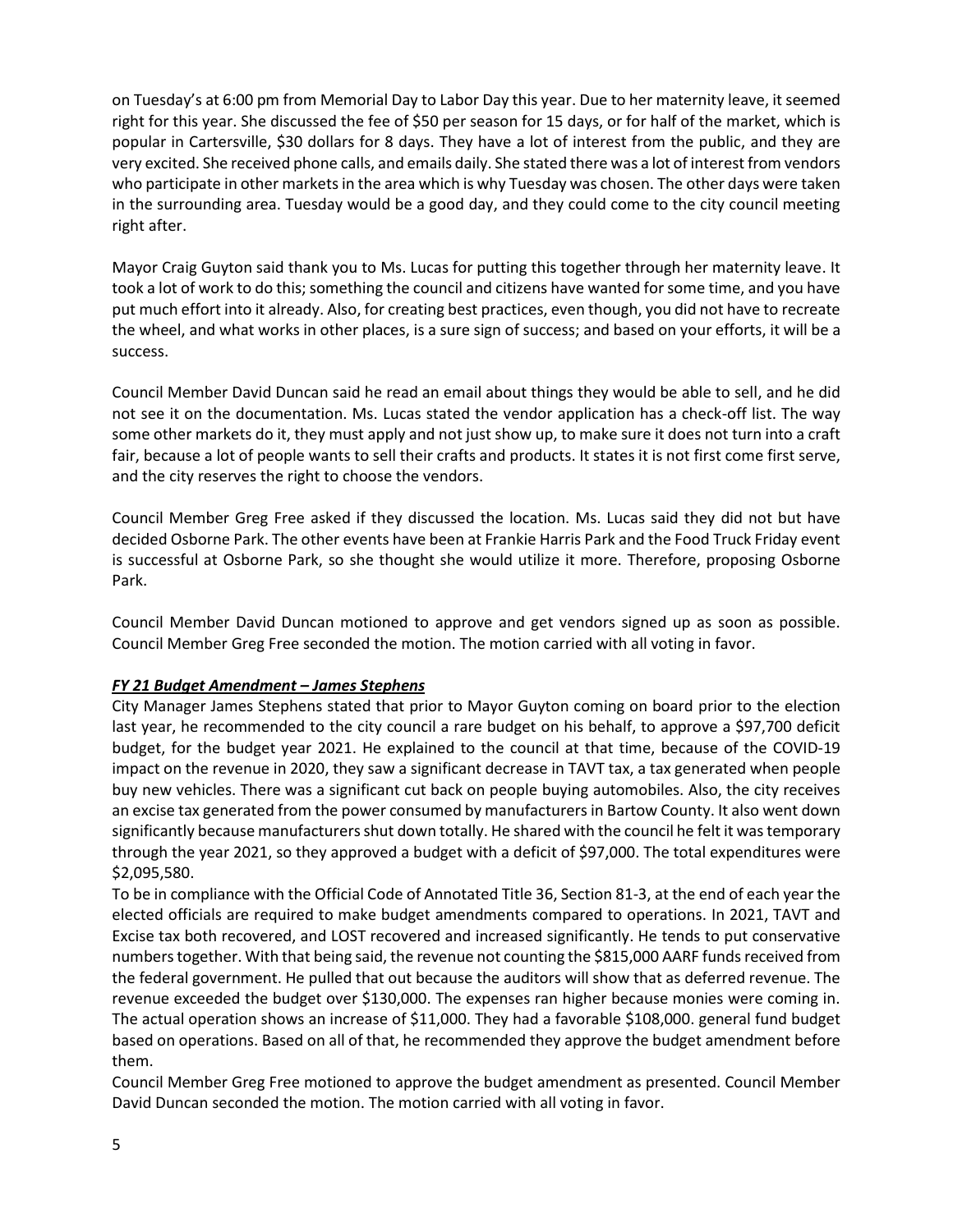on Tuesday's at 6:00 pm from Memorial Day to Labor Day this year. Due to her maternity leave, it seemed right for this year. She discussed the fee of $50 per season for 15 days, or for half of the market, which is popular in Cartersville, $30 dollars for 8 days. They have a lot of interest from the public, and they are very excited. She received phone calls, and emails daily. She stated there was a lot of interest from vendors who participate in other markets in the area which is why Tuesday was chosen. The other days were taken in the surrounding area. Tuesday would be a good day, and they could come to the city council meeting right after.

Mayor Craig Guyton said thank you to Ms. Lucas for putting this together through her maternity leave. It took a lot of work to do this; something the council and citizens have wanted for some time, and you have put much effort into it already. Also, for creating best practices, even though, you did not have to recreate the wheel, and what works in other places, is a sure sign of success; and based on your efforts, it will be a success.

Council Member David Duncan said he read an email about things they would be able to sell, and he did not see it on the documentation. Ms. Lucas stated the vendor application has a check-off list. The way some other markets do it, they must apply and not just show up, to make sure it does not turn into a craft fair, because a lot of people wants to sell their crafts and products. It states it is not first come first serve, and the city reserves the right to choose the vendors.

Council Member Greg Free asked if they discussed the location. Ms. Lucas said they did not but have decided Osborne Park. The other events have been at Frankie Harris Park and the Food Truck Friday event is successful at Osborne Park, so she thought she would utilize it more. Therefore, proposing Osborne Park.

Council Member David Duncan motioned to approve and get vendors signed up as soon as possible. Council Member Greg Free seconded the motion. The motion carried with all voting in favor.

***FY 21 Budget Amendment – James Stephens***

City Manager James Stephens stated that prior to Mayor Guyton coming on board prior to the election last year, he recommended to the city council a rare budget on his behalf, to approve a $97,700 deficit budget, for the budget year 2021. He explained to the council at that time, because of the COVID-19 impact on the revenue in 2020, they saw a significant decrease in TAVT tax, a tax generated when people buy new vehicles. There was a significant cut back on people buying automobiles. Also, the city receives an excise tax generated from the power consumed by manufacturers in Bartow County. It also went down significantly because manufacturers shut down totally. He shared with the council he felt it was temporary through the year 2021, so they approved a budget with a deficit of $97,000. The total expenditures were $2,095,580.

To be in compliance with the Official Code of Annotated Title 36, Section 81-3, at the end of each year the elected officials are required to make budget amendments compared to operations. In 2021, TAVT and Excise tax both recovered, and LOST recovered and increased significantly. He tends to put conservative numbers together. With that being said, the revenue not counting the $815,000 AARF funds received from the federal government. He pulled that out because the auditors will show that as deferred revenue. The revenue exceeded the budget over $130,000. The expenses ran higher because monies were coming in. The actual operation shows an increase of $11,000. They had a favorable $108,000. general fund budget based on operations. Based on all of that, he recommended they approve the budget amendment before them.

Council Member Greg Free motioned to approve the budget amendment as presented. Council Member David Duncan seconded the motion. The motion carried with all voting in favor.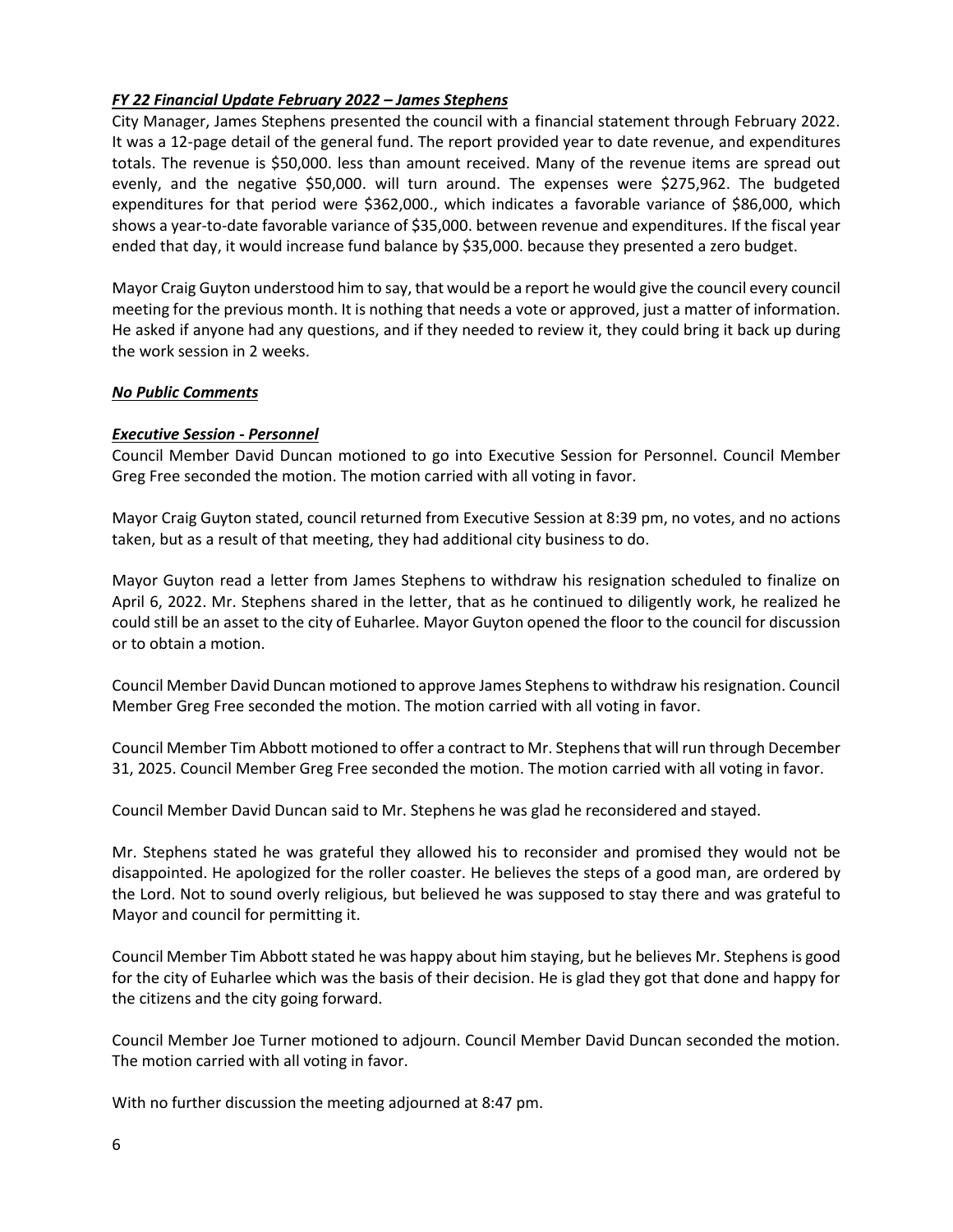***FY 22 Financial Update February 2022 – James Stephens***

City Manager, James Stephens presented the council with a financial statement through February 2022. It was a 12-page detail of the general fund. The report provided year to date revenue, and expenditures totals. The revenue is $50,000. less than amount received. Many of the revenue items are spread out evenly, and the negative $50,000. will turn around. The expenses were $275,962. The budgeted expenditures for that period were $362,000., which indicates a favorable variance of $86,000, which shows a year-to-date favorable variance of $35,000. between revenue and expenditures. If the fiscal year ended that day, it would increase fund balance by $35,000. because they presented a zero budget.

Mayor Craig Guyton understood him to say, that would be a report he would give the council every council meeting for the previous month. It is nothing that needs a vote or approved, just a matter of information. He asked if anyone had any questions, and if they needed to review it, they could bring it back up during the work session in 2 weeks.

***No Public Comments***

***Executive Session - Personnel***

Council Member David Duncan motioned to go into Executive Session for Personnel. Council Member Greg Free seconded the motion. The motion carried with all voting in favor.

Mayor Craig Guyton stated, council returned from Executive Session at 8:39 pm, no votes, and no actions taken, but as a result of that meeting, they had additional city business to do.

Mayor Guyton read a letter from James Stephens to withdraw his resignation scheduled to finalize on April 6, 2022. Mr. Stephens shared in the letter, that as he continued to diligently work, he realized he could still be an asset to the city of Euharlee. Mayor Guyton opened the floor to the council for discussion or to obtain a motion.

Council Member David Duncan motioned to approve James Stephens to withdraw his resignation. Council Member Greg Free seconded the motion. The motion carried with all voting in favor.

Council Member Tim Abbott motioned to offer a contract to Mr. Stephens that will run through December 31, 2025. Council Member Greg Free seconded the motion. The motion carried with all voting in favor.

Council Member David Duncan said to Mr. Stephens he was glad he reconsidered and stayed.

Mr. Stephens stated he was grateful they allowed his to reconsider and promised they would not be disappointed. He apologized for the roller coaster. He believes the steps of a good man, are ordered by the Lord. Not to sound overly religious, but believed he was supposed to stay there and was grateful to Mayor and council for permitting it.

Council Member Tim Abbott stated he was happy about him staying, but he believes Mr. Stephens is good for the city of Euharlee which was the basis of their decision. He is glad they got that done and happy for the citizens and the city going forward.

Council Member Joe Turner motioned to adjourn. Council Member David Duncan seconded the motion. The motion carried with all voting in favor.

With no further discussion the meeting adjourned at 8:47 pm.